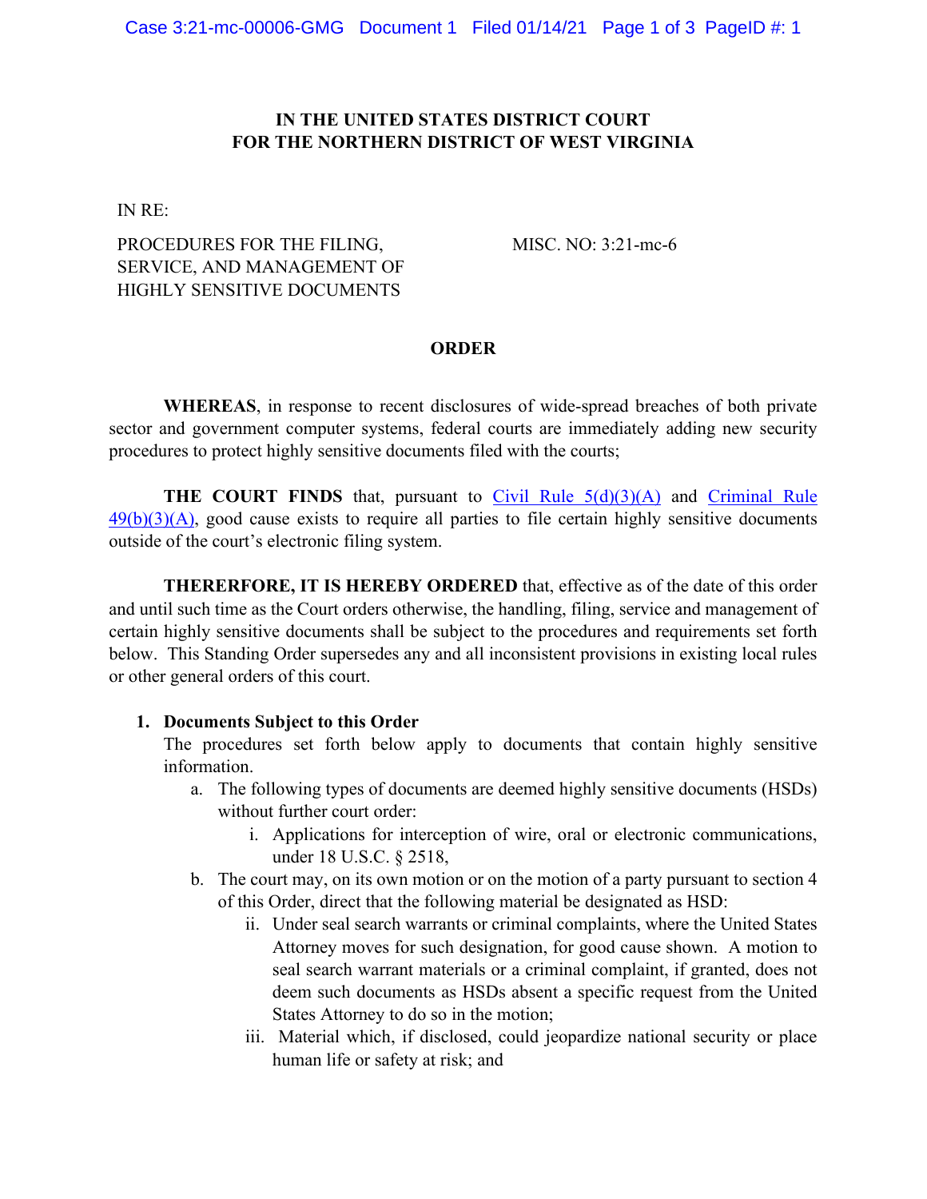**IN THE UNITED STATES DISTRICT COURT**
**FOR THE NORTHERN DISTRICT OF WEST VIRGINIA**

IN RE:

PROCEDURES FOR THE FILING, SERVICE, AND MANAGEMENT OF HIGHLY SENSITIVE DOCUMENTS

MISC. NO: 3:21-mc-6

## ORDER

**WHEREAS**, in response to recent disclosures of wide-spread breaches of both private sector and government computer systems, federal courts are immediately adding new security procedures to protect highly sensitive documents filed with the courts;

**THE COURT FINDS** that, pursuant to Civil Rule 5(d)(3)(A) and Criminal Rule 49(b)(3)(A), good cause exists to require all parties to file certain highly sensitive documents outside of the court's electronic filing system.

**THERERFORE, IT IS HEREBY ORDERED** that, effective as of the date of this order and until such time as the Court orders otherwise, the handling, filing, service and management of certain highly sensitive documents shall be subject to the procedures and requirements set forth below. This Standing Order supersedes any and all inconsistent provisions in existing local rules or other general orders of this court.

1. **Documents Subject to this Order**
   The procedures set forth below apply to documents that contain highly sensitive information.
   a. The following types of documents are deemed highly sensitive documents (HSDs) without further court order:
      i. Applications for interception of wire, oral or electronic communications, under 18 U.S.C. § 2518,
   b. The court may, on its own motion or on the motion of a party pursuant to section 4 of this Order, direct that the following material be designated as HSD:
      ii. Under seal search warrants or criminal complaints, where the United States Attorney moves for such designation, for good cause shown. A motion to seal search warrant materials or a criminal complaint, if granted, does not deem such documents as HSDs absent a specific request from the United States Attorney to do so in the motion;
      iii. Material which, if disclosed, could jeopardize national security or place human life or safety at risk; and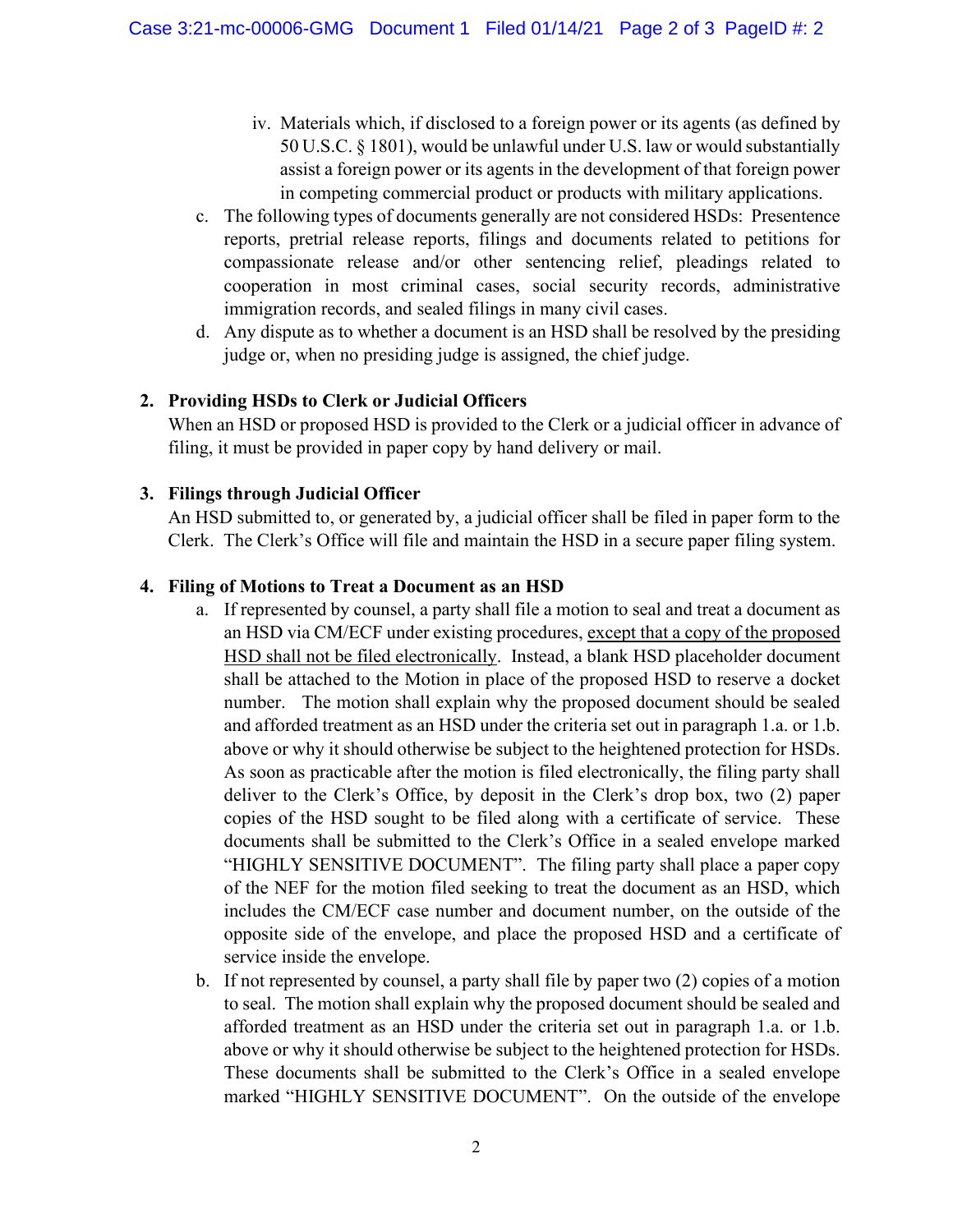iv. Materials which, if disclosed to a foreign power or its agents (as defined by 50 U.S.C. § 1801), would be unlawful under U.S. law or would substantially assist a foreign power or its agents in the development of that foreign power in competing commercial product or products with military applications.

c. The following types of documents generally are not considered HSDs: Presentence reports, pretrial release reports, filings and documents related to petitions for compassionate release and/or other sentencing relief, pleadings related to cooperation in most criminal cases, social security records, administrative immigration records, and sealed filings in many civil cases.

d. Any dispute as to whether a document is an HSD shall be resolved by the presiding judge or, when no presiding judge is assigned, the chief judge.

**2. Providing HSDs to Clerk or Judicial Officers**

When an HSD or proposed HSD is provided to the Clerk or a judicial officer in advance of filing, it must be provided in paper copy by hand delivery or mail.

**3. Filings through Judicial Officer**

An HSD submitted to, or generated by, a judicial officer shall be filed in paper form to the Clerk. The Clerk's Office will file and maintain the HSD in a secure paper filing system.

**4. Filing of Motions to Treat a Document as an HSD**

a. If represented by counsel, a party shall file a motion to seal and treat a document as an HSD via CM/ECF under existing procedures, <u>except that a copy of the proposed HSD shall not be filed electronically</u>. Instead, a blank HSD placeholder document shall be attached to the Motion in place of the proposed HSD to reserve a docket number. The motion shall explain why the proposed document should be sealed and afforded treatment as an HSD under the criteria set out in paragraph 1.a. or 1.b. above or why it should otherwise be subject to the heightened protection for HSDs. As soon as practicable after the motion is filed electronically, the filing party shall deliver to the Clerk's Office, by deposit in the Clerk's drop box, two (2) paper copies of the HSD sought to be filed along with a certificate of service. These documents shall be submitted to the Clerk's Office in a sealed envelope marked "HIGHLY SENSITIVE DOCUMENT". The filing party shall place a paper copy of the NEF for the motion filed seeking to treat the document as an HSD, which includes the CM/ECF case number and document number, on the outside of the opposite side of the envelope, and place the proposed HSD and a certificate of service inside the envelope.

b. If not represented by counsel, a party shall file by paper two (2) copies of a motion to seal. The motion shall explain why the proposed document should be sealed and afforded treatment as an HSD under the criteria set out in paragraph 1.a. or 1.b. above or why it should otherwise be subject to the heightened protection for HSDs. These documents shall be submitted to the Clerk's Office in a sealed envelope marked "HIGHLY SENSITIVE DOCUMENT". On the outside of the envelope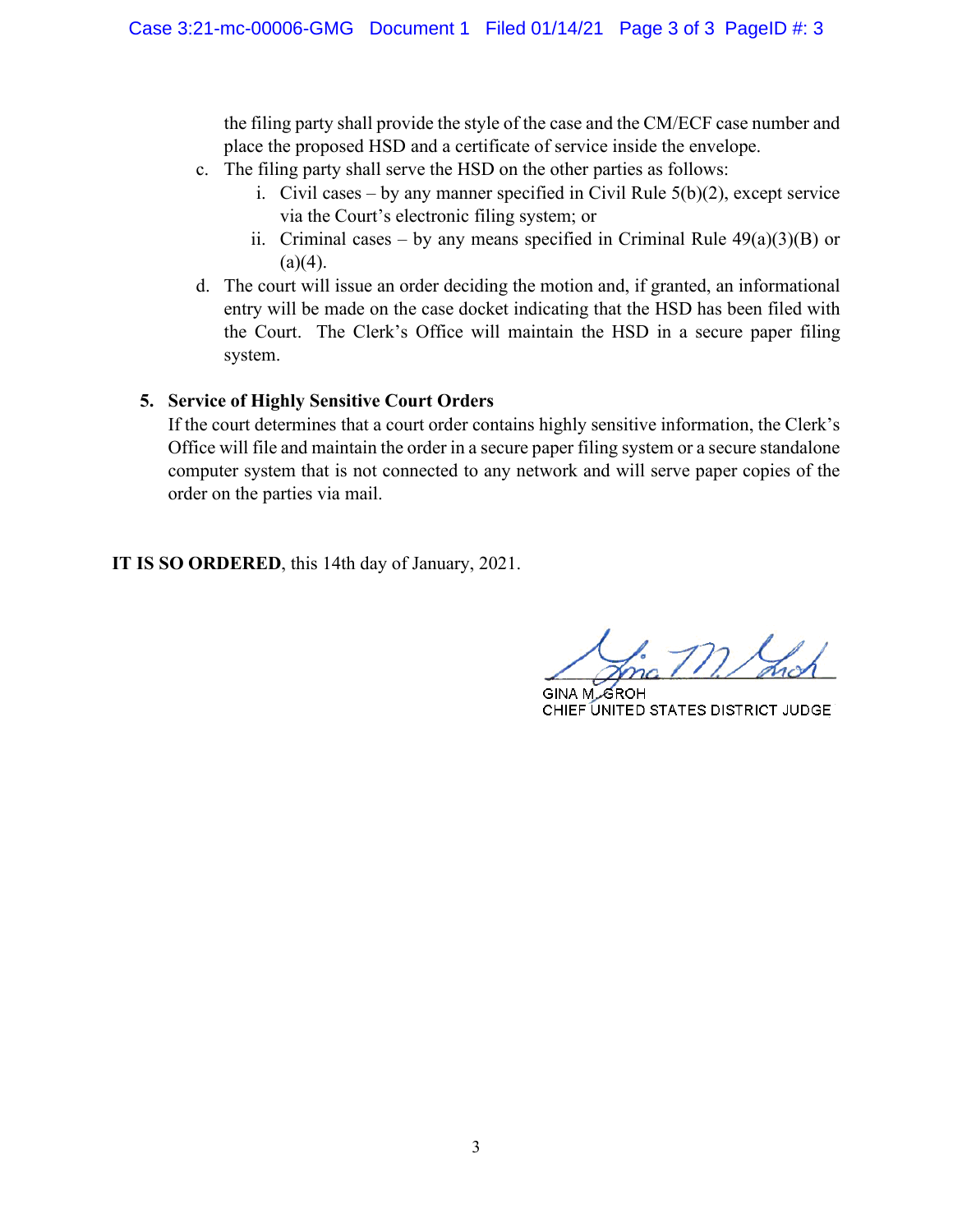the filing party shall provide the style of the case and the CM/ECF case number and place the proposed HSD and a certificate of service inside the envelope.

c. The filing party shall serve the HSD on the other parties as follows:
   i. Civil cases – by any manner specified in Civil Rule 5(b)(2), except service via the Court's electronic filing system; or
   ii. Criminal cases – by any means specified in Criminal Rule 49(a)(3)(B) or (a)(4).

d. The court will issue an order deciding the motion and, if granted, an informational entry will be made on the case docket indicating that the HSD has been filed with the Court. The Clerk's Office will maintain the HSD in a secure paper filing system.

**5. Service of Highly Sensitive Court Orders**

If the court determines that a court order contains highly sensitive information, the Clerk's Office will file and maintain the order in a secure paper filing system or a secure standalone computer system that is not connected to any network and will serve paper copies of the order on the parties via mail.

**IT IS SO ORDERED**, this 14th day of January, 2021.

GINA M. GROH
CHIEF UNITED STATES DISTRICT JUDGE